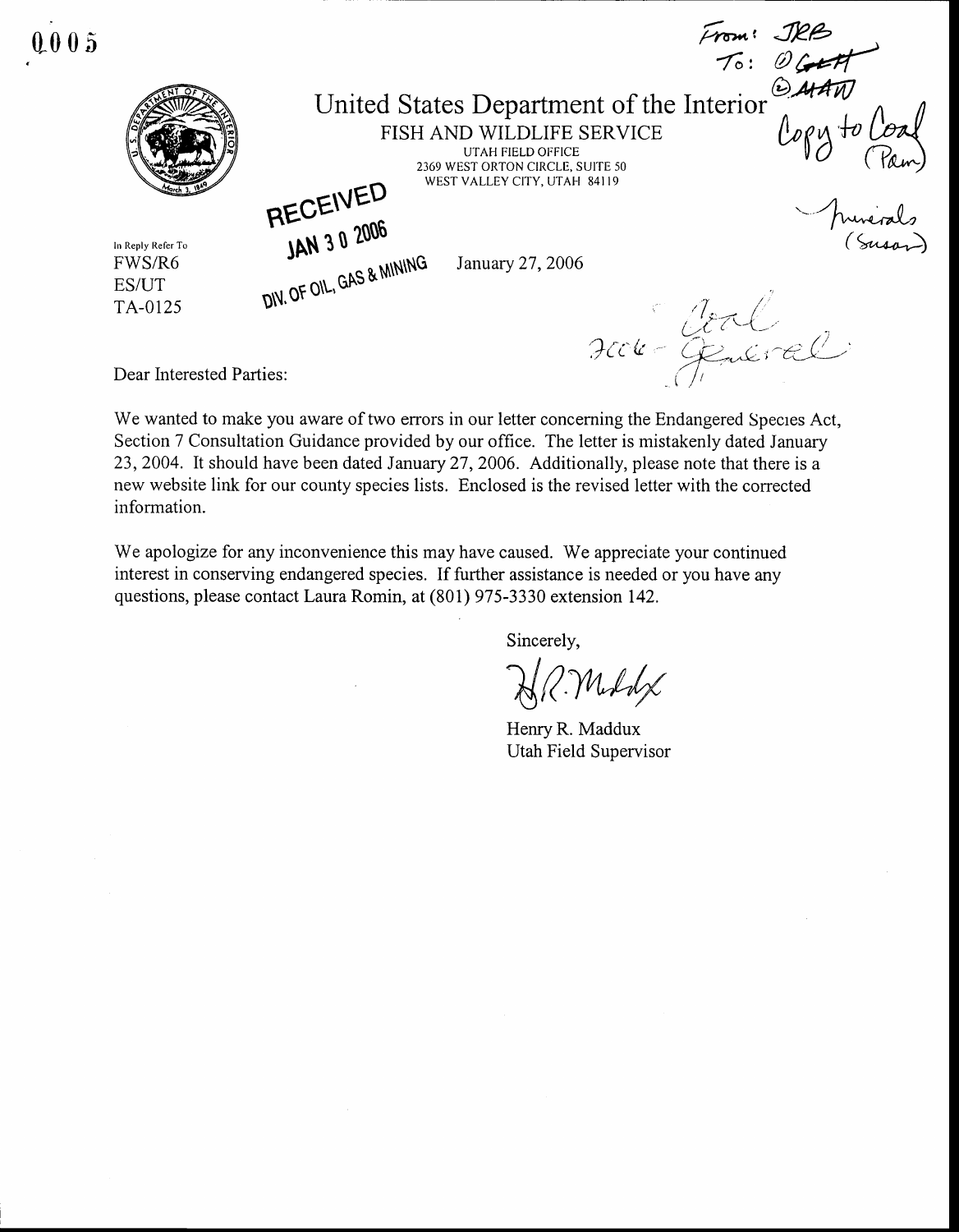0005

From: JRB
To: ① GEH
② MAW
Copy to Coal (Pam)
Minerals (Susan)

# United States Department of the Interior

FISH AND WILDLIFE SERVICE
UTAH FIELD OFFICE
2369 WEST ORTON CIRCLE, SUITE 50
WEST VALLEY CITY, UTAH 84119

RECEIVED
JAN 30 2006
DIV. OF OIL, GAS & MINING

In Reply Refer To
FWS/R6
ES/UT
TA-0125

January 27, 2006

Acct - Coal General

Dear Interested Parties:

We wanted to make you aware of two errors in our letter concerning the Endangered Species Act, Section 7 Consultation Guidance provided by our office. The letter is mistakenly dated January 23, 2004. It should have been dated January 27, 2006. Additionally, please note that there is a new website link for our county species lists. Enclosed is the revised letter with the corrected information.

We apologize for any inconvenience this may have caused. We appreciate your continued interest in conserving endangered species. If further assistance is needed or you have any questions, please contact Laura Romin, at (801) 975-3330 extension 142.

Sincerely,

H.R. Maddux

Henry R. Maddux
Utah Field Supervisor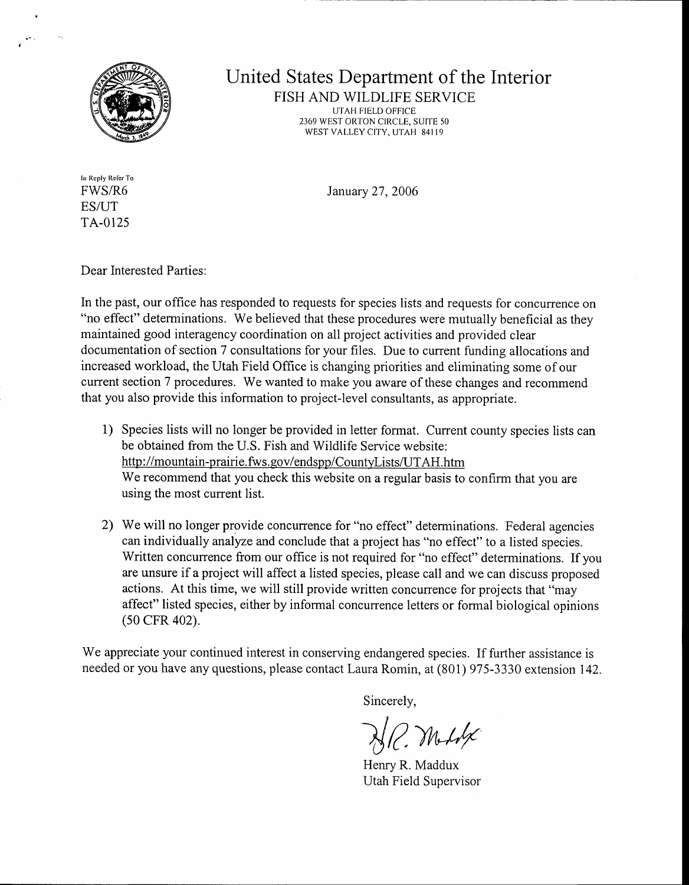# United States Department of the Interior

FISH AND WILDLIFE SERVICE

UTAH FIELD OFFICE
2369 WEST ORTON CIRCLE, SUITE 50
WEST VALLEY CITY, UTAH 84119

In Reply Refer To
FWS/R6
ES/UT
TA-0125

January 27, 2006

Dear Interested Parties:

In the past, our office has responded to requests for species lists and requests for concurrence on "no effect" determinations. We believed that these procedures were mutually beneficial as they maintained good interagency coordination on all project activities and provided clear documentation of section 7 consultations for your files. Due to current funding allocations and increased workload, the Utah Field Office is changing priorities and eliminating some of our current section 7 procedures. We wanted to make you aware of these changes and recommend that you also provide this information to project-level consultants, as appropriate.

1) Species lists will no longer be provided in letter format. Current county species lists can be obtained from the U.S. Fish and Wildlife Service website: http://mountain-prairie.fws.gov/endspp/CountyLists/UTAH.htm
   We recommend that you check this website on a regular basis to confirm that you are using the most current list.

2) We will no longer provide concurrence for "no effect" determinations. Federal agencies can individually analyze and conclude that a project has "no effect" to a listed species. Written concurrence from our office is not required for "no effect" determinations. If you are unsure if a project will affect a listed species, please call and we can discuss proposed actions. At this time, we will still provide written concurrence for projects that "may affect" listed species, either by informal concurrence letters or formal biological opinions (50 CFR 402).

We appreciate your continued interest in conserving endangered species. If further assistance is needed or you have any questions, please contact Laura Romin, at (801) 975-3330 extension 142.

Sincerely,

Henry R. Maddux
Utah Field Supervisor